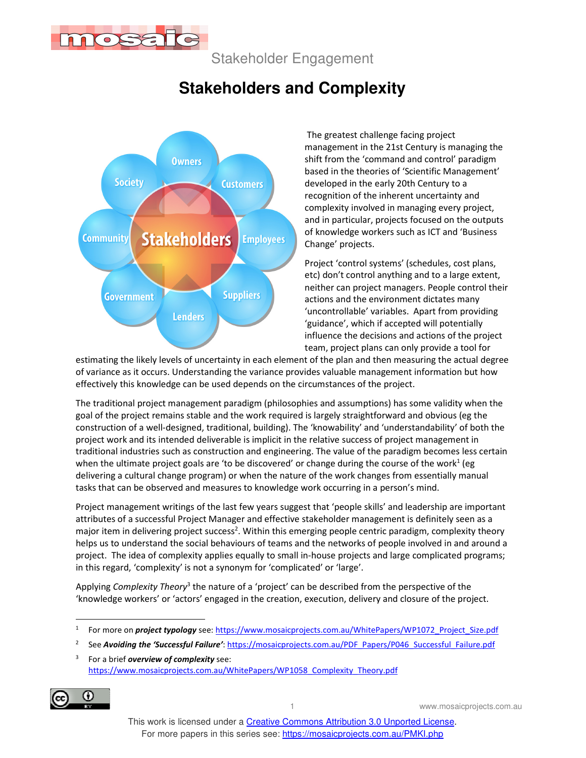Stakeholder Engagement

# Stakeholders and Complexity

The greatest challenge facing project management in the 21st Century is managing the shift from the 'command and control' paradigm based in the theories of 'Scientific Management' developed in the early 20th Century to a recognition of the inherent uncertainty and complexity involved in managing every project, and in particular, projects focused on the outputs of knowledge workers such as ICT and 'Business Change' projects.

Project 'control systems' (schedules, cost plans, etc) don't control anything and to a large extent, neither can project managers. People control their actions and the environment dictates many 'uncontrollable' variables. Apart from providing 'guidance', which if accepted will potentially influence the decisions and actions of the project team, project plans can only provide a tool for estimating the likely levels of uncertainty in each element of the plan and then measuring the actual degree of variance as it occurs. Understanding the variance provides valuable management information but how effectively this knowledge can be used depends on the circumstances of the project.

The traditional project management paradigm (philosophies and assumptions) has some validity when the goal of the project remains stable and the work required is largely straightforward and obvious (eg the construction of a well-designed, traditional, building). The 'knowability' and 'understandability' of both the project work and its intended deliverable is implicit in the relative success of project management in traditional industries such as construction and engineering. The value of the paradigm becomes less certain when the ultimate project goals are 'to be discovered' or change during the course of the work[1] (eg delivering a cultural change program) or when the nature of the work changes from essentially manual tasks that can be observed and measures to knowledge work occurring in a person's mind.

Project management writings of the last few years suggest that 'people skills' and leadership are important attributes of a successful Project Manager and effective stakeholder management is definitely seen as a major item in delivering project success[2]. Within this emerging people centric paradigm, complexity theory helps us to understand the social behaviours of teams and the networks of people involved in and around a project. The idea of complexity applies equally to small in-house projects and large complicated programs; in this regard, 'complexity' is not a synonym for 'complicated' or 'large'.

Applying *Complexity Theory*[3] the nature of a 'project' can be described from the perspective of the 'knowledge workers' or 'actors' engaged in the creation, execution, delivery and closure of the project.

---

[1] For more on ***project typology*** see: https://www.mosaicprojects.com.au/WhitePapers/WP1072_Project_Size.pdf

[2] See ***Avoiding the 'Successful Failure'***: https://mosaicprojects.com.au/PDF_Papers/P046_Successful_Failure.pdf

[3] For a brief ***overview of complexity*** see: https://www.mosaicprojects.com.au/WhitePapers/WP1058_Complexity_Theory.pdf

This work is licensed under a Creative Commons Attribution 3.0 Unported License.
For more papers in this series see: https://mosaicprojects.com.au/PMKI.php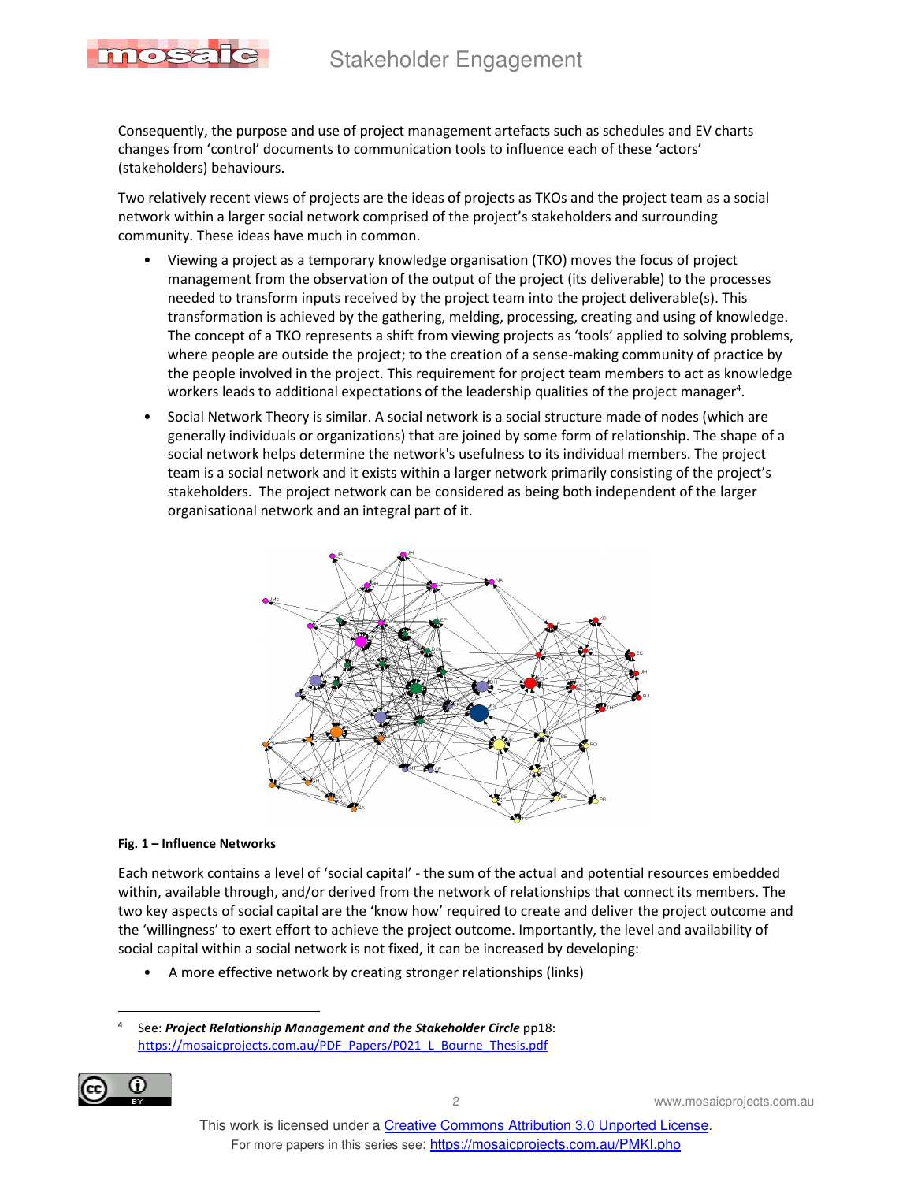Consequently, the purpose and use of project management artefacts such as schedules and EV charts changes from 'control' documents to communication tools to influence each of these 'actors' (stakeholders) behaviours.

Two relatively recent views of projects are the ideas of projects as TKOs and the project team as a social network within a larger social network comprised of the project's stakeholders and surrounding community. These ideas have much in common.

- Viewing a project as a temporary knowledge organisation (TKO) moves the focus of project management from the observation of the output of the project (its deliverable) to the processes needed to transform inputs received by the project team into the project deliverable(s). This transformation is achieved by the gathering, melding, processing, creating and using of knowledge. The concept of a TKO represents a shift from viewing projects as 'tools' applied to solving problems, where people are outside the project; to the creation of a sense-making community of practice by the people involved in the project. This requirement for project team members to act as knowledge workers leads to additional expectations of the leadership qualities of the project manager[4].
- Social Network Theory is similar. A social network is a social structure made of nodes (which are generally individuals or organizations) that are joined by some form of relationship. The shape of a social network helps determine the network's usefulness to its individual members. The project team is a social network and it exists within a larger network primarily consisting of the project's stakeholders. The project network can be considered as being both independent of the larger organisational network and an integral part of it.

**Fig. 1 – Influence Networks**

Each network contains a level of 'social capital' - the sum of the actual and potential resources embedded within, available through, and/or derived from the network of relationships that connect its members. The two key aspects of social capital are the 'know how' required to create and deliver the project outcome and the 'willingness' to exert effort to achieve the project outcome. Importantly, the level and availability of social capital within a social network is not fixed, it can be increased by developing:

- A more effective network by creating stronger relationships (links)

---

[4] See: ***Project Relationship Management and the Stakeholder Circle*** pp18: https://mosaicprojects.com.au/PDF_Papers/P021_L_Bourne_Thesis.pdf

This work is licensed under a Creative Commons Attribution 3.0 Unported License.
For more papers in this series see: https://mosaicprojects.com.au/PMKI.php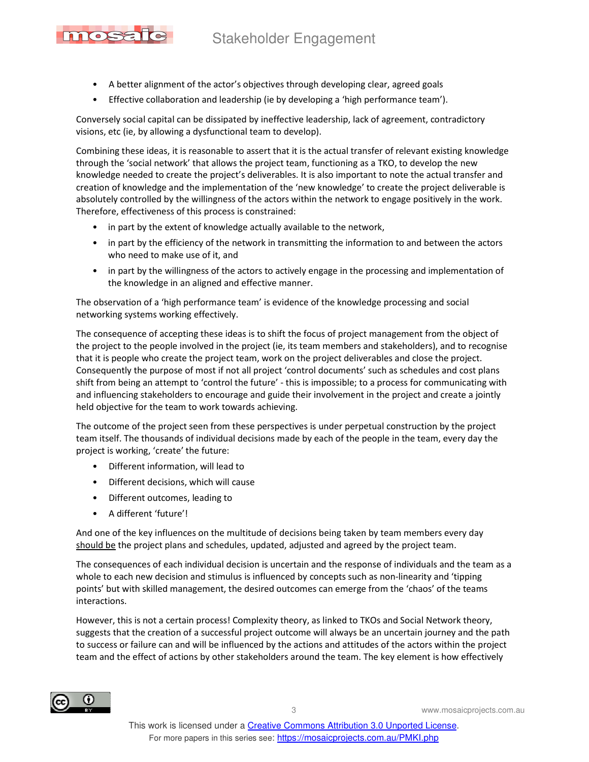- A better alignment of the actor's objectives through developing clear, agreed goals
- Effective collaboration and leadership (ie by developing a 'high performance team').

Conversely social capital can be dissipated by ineffective leadership, lack of agreement, contradictory visions, etc (ie, by allowing a dysfunctional team to develop).

Combining these ideas, it is reasonable to assert that it is the actual transfer of relevant existing knowledge through the 'social network' that allows the project team, functioning as a TKO, to develop the new knowledge needed to create the project's deliverables. It is also important to note the actual transfer and creation of knowledge and the implementation of the 'new knowledge' to create the project deliverable is absolutely controlled by the willingness of the actors within the network to engage positively in the work. Therefore, effectiveness of this process is constrained:

- in part by the extent of knowledge actually available to the network,
- in part by the efficiency of the network in transmitting the information to and between the actors who need to make use of it, and
- in part by the willingness of the actors to actively engage in the processing and implementation of the knowledge in an aligned and effective manner.

The observation of a 'high performance team' is evidence of the knowledge processing and social networking systems working effectively.

The consequence of accepting these ideas is to shift the focus of project management from the object of the project to the people involved in the project (ie, its team members and stakeholders), and to recognise that it is people who create the project team, work on the project deliverables and close the project. Consequently the purpose of most if not all project 'control documents' such as schedules and cost plans shift from being an attempt to 'control the future' - this is impossible; to a process for communicating with and influencing stakeholders to encourage and guide their involvement in the project and create a jointly held objective for the team to work towards achieving.

The outcome of the project seen from these perspectives is under perpetual construction by the project team itself. The thousands of individual decisions made by each of the people in the team, every day the project is working, 'create' the future:

- Different information, will lead to
- Different decisions, which will cause
- Different outcomes, leading to
- A different 'future'!

And one of the key influences on the multitude of decisions being taken by team members every day should be the project plans and schedules, updated, adjusted and agreed by the project team.

The consequences of each individual decision is uncertain and the response of individuals and the team as a whole to each new decision and stimulus is influenced by concepts such as non-linearity and 'tipping points' but with skilled management, the desired outcomes can emerge from the 'chaos' of the teams interactions.

However, this is not a certain process! Complexity theory, as linked to TKOs and Social Network theory, suggests that the creation of a successful project outcome will always be an uncertain journey and the path to success or failure can and will be influenced by the actions and attitudes of the actors within the project team and the effect of actions by other stakeholders around the team. The key element is how effectively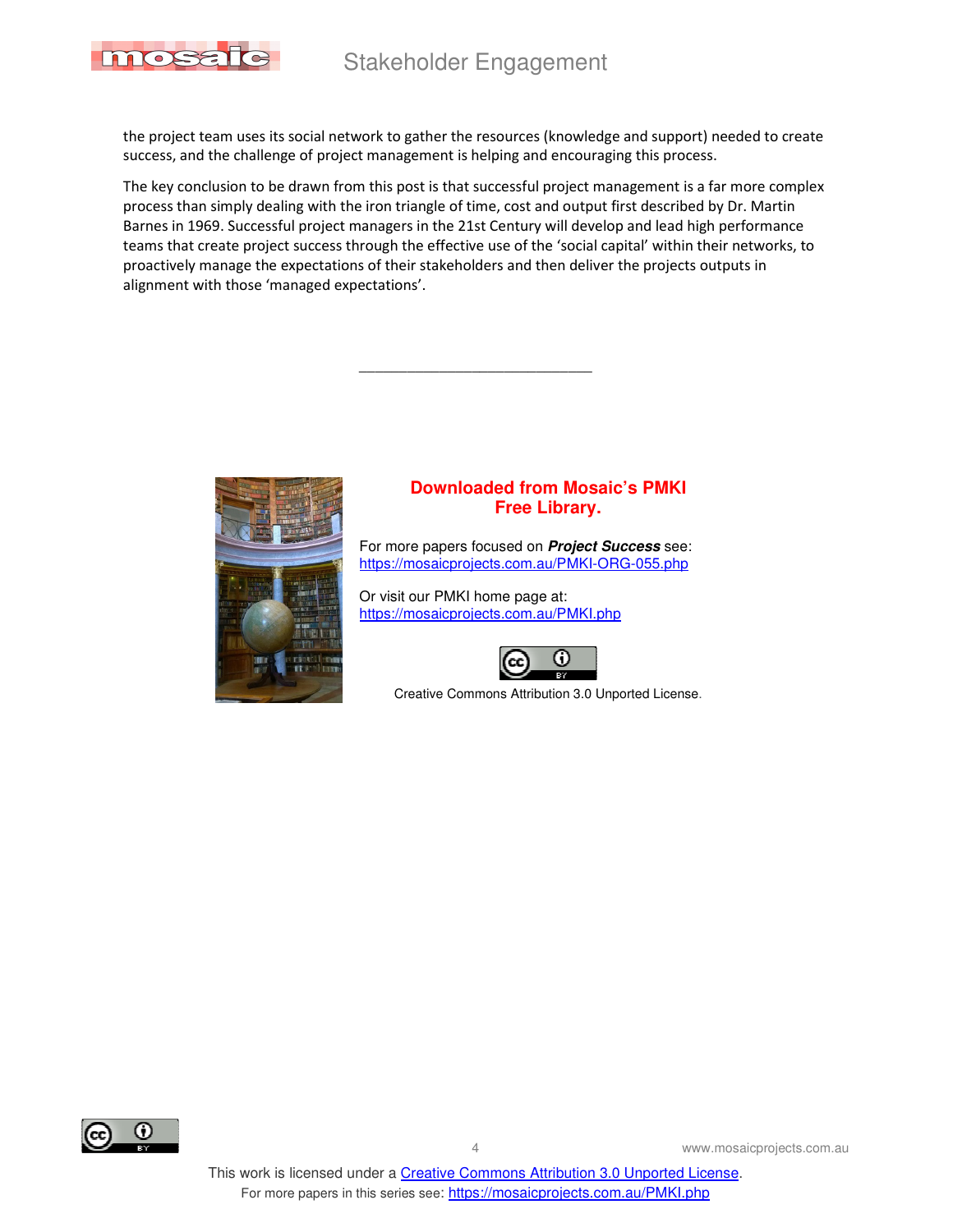the project team uses its social network to gather the resources (knowledge and support) needed to create success, and the challenge of project management is helping and encouraging this process.

The key conclusion to be drawn from this post is that successful project management is a far more complex process than simply dealing with the iron triangle of time, cost and output first described by Dr. Martin Barnes in 1969. Successful project managers in the 21st Century will develop and lead high performance teams that create project success through the effective use of the 'social capital' within their networks, to proactively manage the expectations of their stakeholders and then deliver the projects outputs in alignment with those 'managed expectations'.

\_\_\_\_\_\_\_\_\_\_\_\_\_\_\_\_\_\_\_\_\_\_\_\_\_\_\_\_\_

**Downloaded from Mosaic's PMKI Free Library.**

For more papers focused on ***Project Success*** see:
https://mosaicprojects.com.au/PMKI-ORG-055.php

Or visit our PMKI home page at:
https://mosaicprojects.com.au/PMKI.php

Creative Commons Attribution 3.0 Unported License.

This work is licensed under a Creative Commons Attribution 3.0 Unported License.
For more papers in this series see: https://mosaicprojects.com.au/PMKI.php